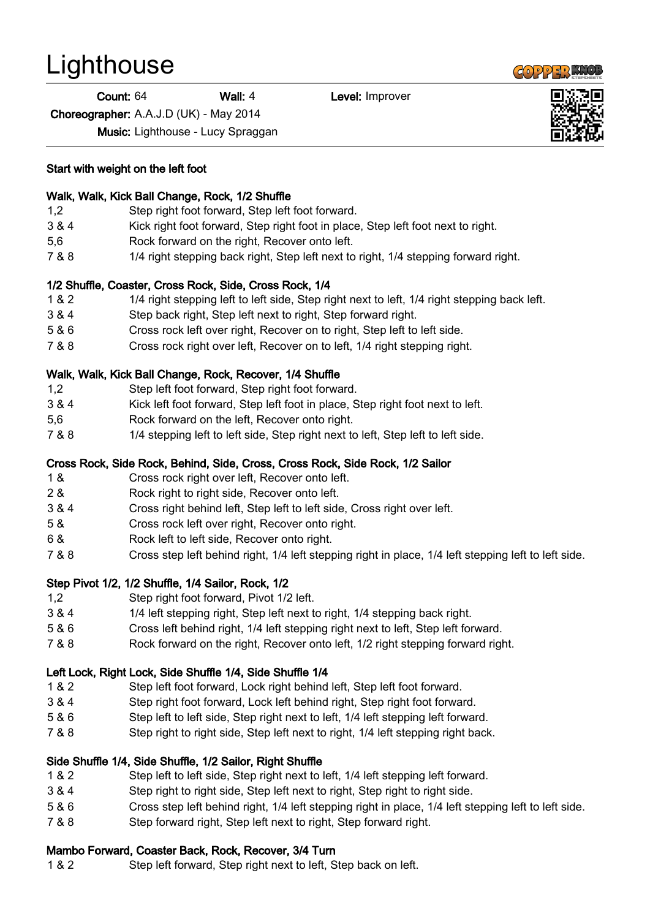# Lighthouse

**Count:** 64 **Wall:** 4 **Level:** Improver

**Choreographer:** A.A.J.D (UK) - May 2014

**Music:** Lighthouse - Lucy Spraggan

**Start with weight on the left foot**

**Walk, Walk, Kick Ball Change, Rock, 1/2 Shuffle**

| | |
|---|---|
| 1,2 | Step right foot forward, Step left foot forward. |
| 3 & 4 | Kick right foot forward, Step right foot in place, Step left foot next to right. |
| 5,6 | Rock forward on the right, Recover onto left. |
| 7 & 8 | 1/4 right stepping back right, Step left next to right, 1/4 stepping forward right. |

**1/2 Shuffle, Coaster, Cross Rock, Side, Cross Rock, 1/4**

| | |
|---|---|
| 1 & 2 | 1/4 right stepping left to left side, Step right next to left, 1/4 right stepping back left. |
| 3 & 4 | Step back right, Step left next to right, Step forward right. |
| 5 & 6 | Cross rock left over right, Recover on to right, Step left to left side. |
| 7 & 8 | Cross rock right over left, Recover on to left, 1/4 right stepping right. |

**Walk, Walk, Kick Ball Change, Rock, Recover, 1/4 Shuffle**

| | |
|---|---|
| 1,2 | Step left foot forward, Step right foot forward. |
| 3 & 4 | Kick left foot forward, Step left foot in place, Step right foot next to left. |
| 5,6 | Rock forward on the left, Recover onto right. |
| 7 & 8 | 1/4 stepping left to left side, Step right next to left, Step left to left side. |

**Cross Rock, Side Rock, Behind, Side, Cross, Cross Rock, Side Rock, 1/2 Sailor**

| | |
|---|---|
| 1 & | Cross rock right over left, Recover onto left. |
| 2 & | Rock right to right side, Recover onto left. |
| 3 & 4 | Cross right behind left, Step left to left side, Cross right over left. |
| 5 & | Cross rock left over right, Recover onto right. |
| 6 & | Rock left to left side, Recover onto right. |
| 7 & 8 | Cross step left behind right, 1/4 left stepping right in place, 1/4 left stepping left to left side. |

**Step Pivot 1/2, 1/2 Shuffle, 1/4 Sailor, Rock, 1/2**

| | |
|---|---|
| 1,2 | Step right foot forward, Pivot 1/2 left. |
| 3 & 4 | 1/4 left stepping right, Step left next to right, 1/4 stepping back right. |
| 5 & 6 | Cross left behind right, 1/4 left stepping right next to left, Step left forward. |
| 7 & 8 | Rock forward on the right, Recover onto left, 1/2 right stepping forward right. |

**Left Lock, Right Lock, Side Shuffle 1/4, Side Shuffle 1/4**

| | |
|---|---|
| 1 & 2 | Step left foot forward, Lock right behind left, Step left foot forward. |
| 3 & 4 | Step right foot forward, Lock left behind right, Step right foot forward. |
| 5 & 6 | Step left to left side, Step right next to left, 1/4 left stepping left forward. |
| 7 & 8 | Step right to right side, Step left next to right, 1/4 left stepping right back. |

**Side Shuffle 1/4, Side Shuffle, 1/2 Sailor, Right Shuffle**

| | |
|---|---|
| 1 & 2 | Step left to left side, Step right next to left, 1/4 left stepping left forward. |
| 3 & 4 | Step right to right side, Step left next to right, Step right to right side. |
| 5 & 6 | Cross step left behind right, 1/4 left stepping right in place, 1/4 left stepping left to left side. |
| 7 & 8 | Step forward right, Step left next to right, Step forward right. |

**Mambo Forward, Coaster Back, Rock, Recover, 3/4 Turn**

| | |
|---|---|
| 1 & 2 | Step left forward, Step right next to left, Step back on left. |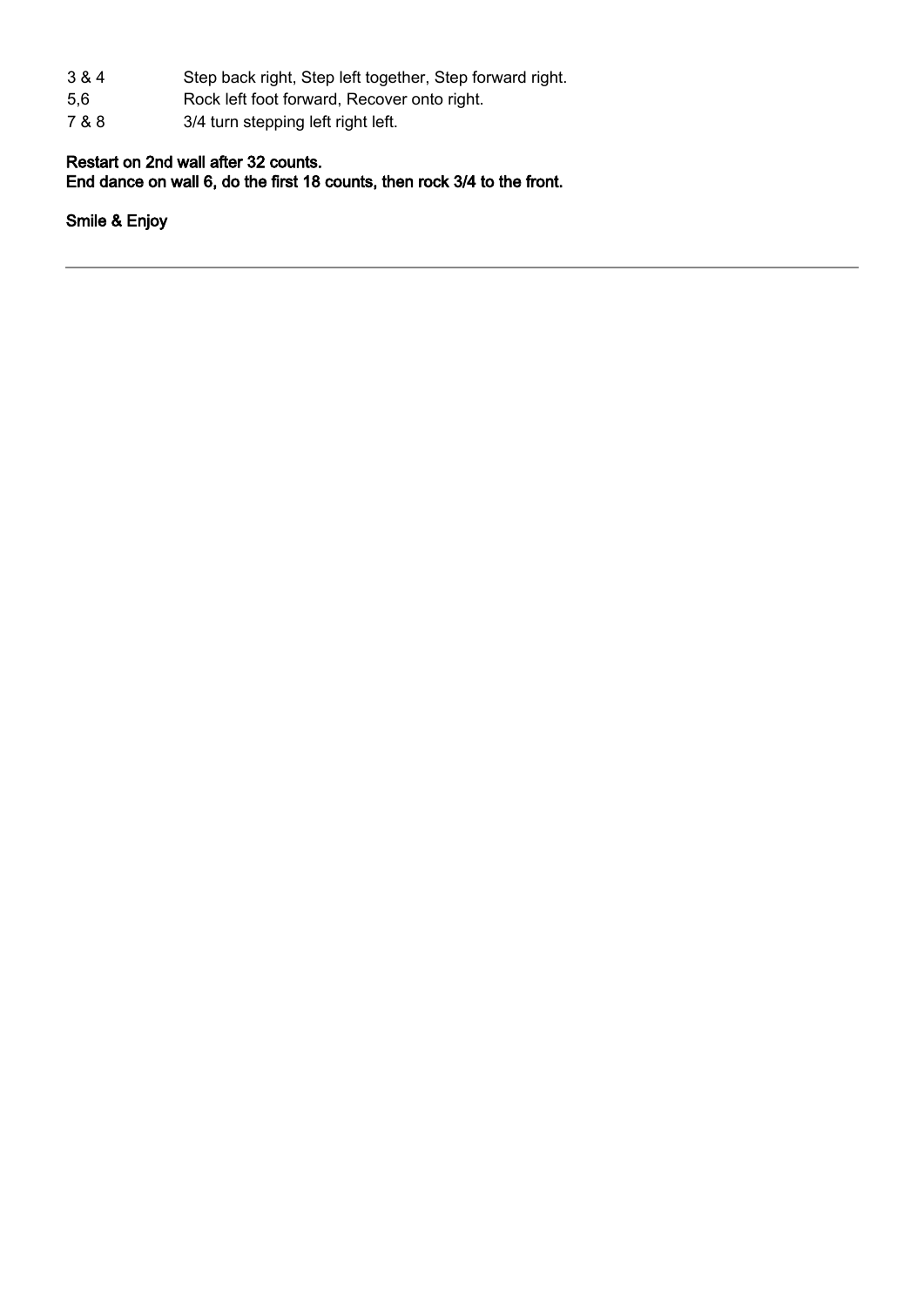| | |
|---|---|
| 3 & 4 | Step back right, Step left together, Step forward right. |
| 5,6 | Rock left foot forward, Recover onto right. |
| 7 & 8 | 3/4 turn stepping left right left. |

**Restart on 2nd wall after 32 counts.**
**End dance on wall 6, do the first 18 counts, then rock 3/4 to the front.**

**Smile & Enjoy**

---